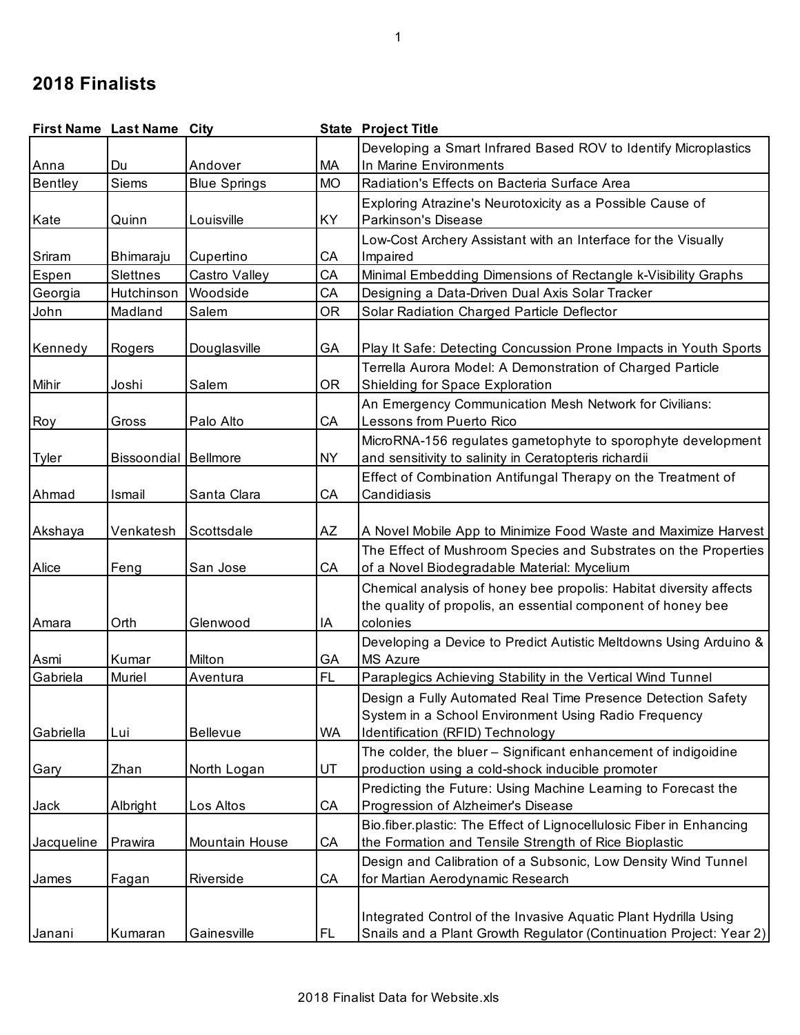## 2018 Finalists

| First Name | Last Name | City | State | Project Title |
|---|---|---|---|---|
| Anna | Du | Andover | MA | Developing a Smart Infrared Based ROV to Identify Microplastics In Marine Environments |
| Bentley | Siems | Blue Springs | MO | Radiation's Effects on Bacteria Surface Area |
| Kate | Quinn | Louisville | KY | Exploring Atrazine's Neurotoxicity as a Possible Cause of Parkinson's Disease |
| Sriram | Bhimaraju | Cupertino | CA | Low-Cost Archery Assistant with an Interface for the Visually Impaired |
| Espen | Slettnes | Castro Valley | CA | Minimal Embedding Dimensions of Rectangle k-Visibility Graphs |
| Georgia | Hutchinson | Woodside | CA | Designing a Data-Driven Dual Axis Solar Tracker |
| John | Madland | Salem | OR | Solar Radiation Charged Particle Deflector |
| Kennedy | Rogers | Douglasville | GA | Play It Safe: Detecting Concussion Prone Impacts in Youth Sports |
| Mihir | Joshi | Salem | OR | Terrella Aurora Model: A Demonstration of Charged Particle Shielding for Space Exploration |
| Roy | Gross | Palo Alto | CA | An Emergency Communication Mesh Network for Civilians: Lessons from Puerto Rico |
| Tyler | Bissoondial | Bellmore | NY | MicroRNA-156 regulates gametophyte to sporophyte development and sensitivity to salinity in Ceratopteris richardii |
| Ahmad | Ismail | Santa Clara | CA | Effect of Combination Antifungal Therapy on the Treatment of Candidiasis |
| Akshaya | Venkatesh | Scottsdale | AZ | A Novel Mobile App to Minimize Food Waste and Maximize Harvest |
| Alice | Feng | San Jose | CA | The Effect of Mushroom Species and Substrates on the Properties of a Novel Biodegradable Material: Mycelium |
| Amara | Orth | Glenwood | IA | Chemical analysis of honey bee propolis: Habitat diversity affects the quality of propolis, an essential component of honey bee colonies |
| Asmi | Kumar | Milton | GA | Developing a Device to Predict Autistic Meltdowns Using Arduino & MS Azure |
| Gabriela | Muriel | Aventura | FL | Paraplegics Achieving Stability in the Vertical Wind Tunnel |
| Gabriella | Lui | Bellevue | WA | Design a Fully Automated Real Time Presence Detection Safety System in a School Environment Using Radio Frequency Identification (RFID) Technology |
| Gary | Zhan | North Logan | UT | The colder, the bluer – Significant enhancement of indigoidine production using a cold-shock inducible promoter |
| Jack | Albright | Los Altos | CA | Predicting the Future: Using Machine Learning to Forecast the Progression of Alzheimer's Disease |
| Jacqueline | Prawira | Mountain House | CA | Bio.fiber.plastic: The Effect of Lignocellulosic Fiber in Enhancing the Formation and Tensile Strength of Rice Bioplastic |
| James | Fagan | Riverside | CA | Design and Calibration of a Subsonic, Low Density Wind Tunnel for Martian Aerodynamic Research |
| Janani | Kumaran | Gainesville | FL | Integrated Control of the Invasive Aquatic Plant Hydrilla Using Snails and a Plant Growth Regulator (Continuation Project: Year 2) |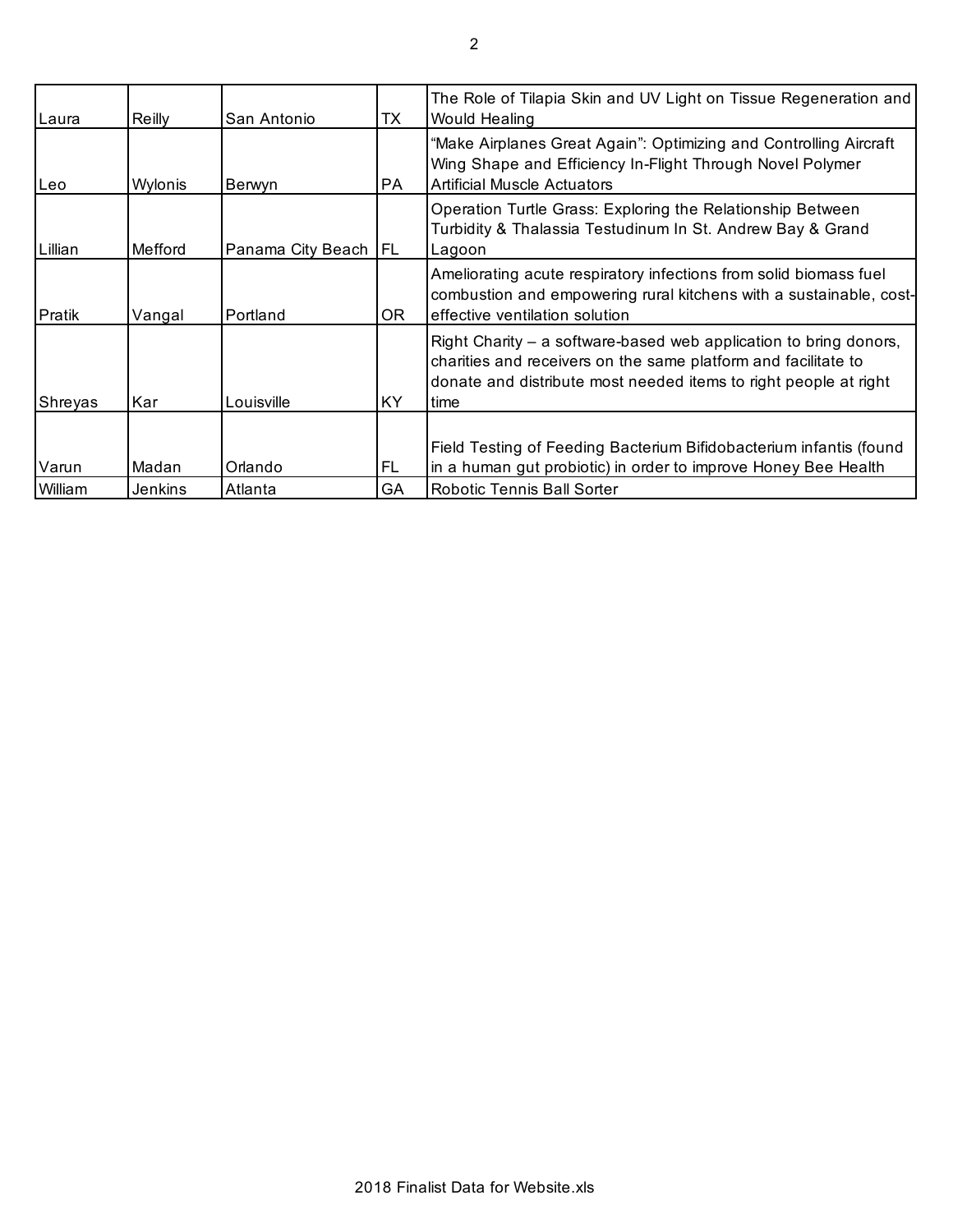| | | | | |
|---|---|---|---|---|
| Laura | Reilly | San Antonio | TX | The Role of Tilapia Skin and UV Light on Tissue Regeneration and Would Healing |
| Leo | Wylonis | Berwyn | PA | "Make Airplanes Great Again": Optimizing and Controlling Aircraft Wing Shape and Efficiency In-Flight Through Novel Polymer Artificial Muscle Actuators |
| Lillian | Mefford | Panama City Beach | FL | Operation Turtle Grass: Exploring the Relationship Between Turbidity & Thalassia Testudinum In St. Andrew Bay & Grand Lagoon |
| Pratik | Vangal | Portland | OR | Ameliorating acute respiratory infections from solid biomass fuel combustion and empowering rural kitchens with a sustainable, cost-effective ventilation solution |
| Shreyas | Kar | Louisville | KY | Right Charity – a software-based web application to bring donors, charities and receivers on the same platform and facilitate to donate and distribute most needed items to right people at right time |
| Varun | Madan | Orlando | FL | Field Testing of Feeding Bacterium Bifidobacterium infantis (found in a human gut probiotic) in order to improve Honey Bee Health |
| William | Jenkins | Atlanta | GA | Robotic Tennis Ball Sorter |